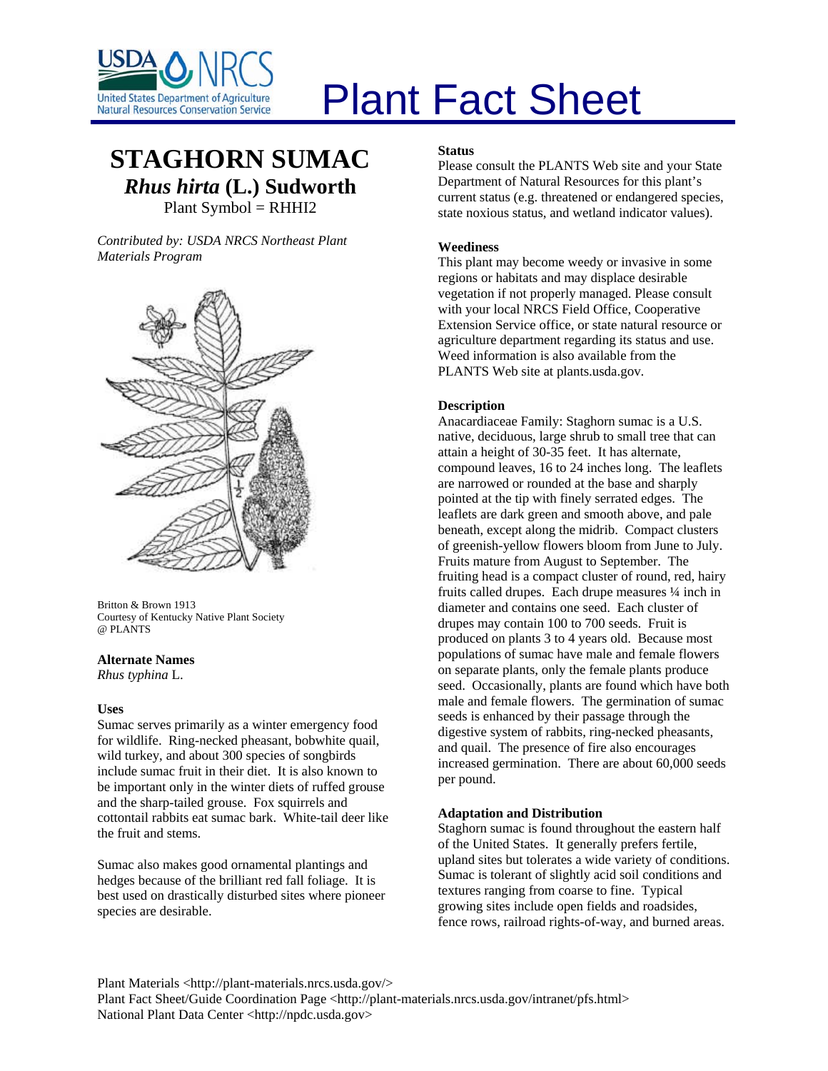# Plant Fact Sheet

## STAGHORN SUMAC

### *Rhus hirta* (L.) Sudworth

Plant Symbol = RHHI2

*Contributed by: USDA NRCS Northeast Plant Materials Program*

Britton & Brown 1913
Courtesy of Kentucky Native Plant Society
@ PLANTS

### Alternate Names

*Rhus typhina* L.

### Uses

Sumac serves primarily as a winter emergency food for wildlife. Ring-necked pheasant, bobwhite quail, wild turkey, and about 300 species of songbirds include sumac fruit in their diet. It is also known to be important only in the winter diets of ruffed grouse and the sharp-tailed grouse. Fox squirrels and cottontail rabbits eat sumac bark. White-tail deer like the fruit and stems.

Sumac also makes good ornamental plantings and hedges because of the brilliant red fall foliage. It is best used on drastically disturbed sites where pioneer species are desirable.

### Status

Please consult the PLANTS Web site and your State Department of Natural Resources for this plant's current status (e.g. threatened or endangered species, state noxious status, and wetland indicator values).

### Weediness

This plant may become weedy or invasive in some regions or habitats and may displace desirable vegetation if not properly managed. Please consult with your local NRCS Field Office, Cooperative Extension Service office, or state natural resource or agriculture department regarding its status and use. Weed information is also available from the PLANTS Web site at plants.usda.gov.

### Description

Anacardiaceae Family: Staghorn sumac is a U.S. native, deciduous, large shrub to small tree that can attain a height of 30-35 feet. It has alternate, compound leaves, 16 to 24 inches long. The leaflets are narrowed or rounded at the base and sharply pointed at the tip with finely serrated edges. The leaflets are dark green and smooth above, and pale beneath, except along the midrib. Compact clusters of greenish-yellow flowers bloom from June to July. Fruits mature from August to September. The fruiting head is a compact cluster of round, red, hairy fruits called drupes. Each drupe measures ¼ inch in diameter and contains one seed. Each cluster of drupes may contain 100 to 700 seeds. Fruit is produced on plants 3 to 4 years old. Because most populations of sumac have male and female flowers on separate plants, only the female plants produce seed. Occasionally, plants are found which have both male and female flowers. The germination of sumac seeds is enhanced by their passage through the digestive system of rabbits, ring-necked pheasants, and quail. The presence of fire also encourages increased germination. There are about 60,000 seeds per pound.

### Adaptation and Distribution

Staghorn sumac is found throughout the eastern half of the United States. It generally prefers fertile, upland sites but tolerates a wide variety of conditions. Sumac is tolerant of slightly acid soil conditions and textures ranging from coarse to fine. Typical growing sites include open fields and roadsides, fence rows, railroad rights-of-way, and burned areas.

Plant Materials <http://plant-materials.nrcs.usda.gov/>
Plant Fact Sheet/Guide Coordination Page <http://plant-materials.nrcs.usda.gov/intranet/pfs.html>
National Plant Data Center <http://npdc.usda.gov>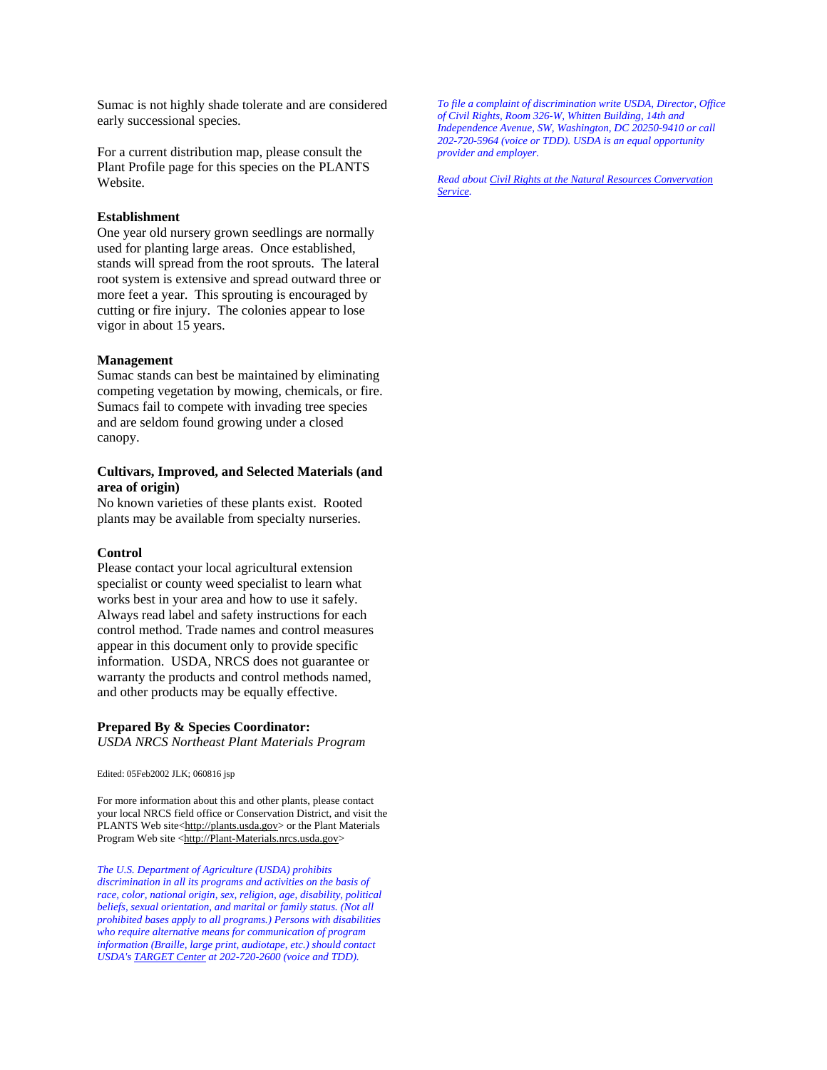Sumac is not highly shade tolerate and are considered early successional species.

For a current distribution map, please consult the Plant Profile page for this species on the PLANTS Website.

**Establishment**

One year old nursery grown seedlings are normally used for planting large areas. Once established, stands will spread from the root sprouts. The lateral root system is extensive and spread outward three or more feet a year. This sprouting is encouraged by cutting or fire injury. The colonies appear to lose vigor in about 15 years.

**Management**

Sumac stands can best be maintained by eliminating competing vegetation by mowing, chemicals, or fire. Sumacs fail to compete with invading tree species and are seldom found growing under a closed canopy.

**Cultivars, Improved, and Selected Materials (and area of origin)**

No known varieties of these plants exist. Rooted plants may be available from specialty nurseries.

**Control**

Please contact your local agricultural extension specialist or county weed specialist to learn what works best in your area and how to use it safely. Always read label and safety instructions for each control method. Trade names and control measures appear in this document only to provide specific information. USDA, NRCS does not guarantee or warranty the products and control methods named, and other products may be equally effective.

**Prepared By & Species Coordinator:**

*USDA NRCS Northeast Plant Materials Program*

Edited: 05Feb2002 JLK; 060816 jsp

For more information about this and other plants, please contact your local NRCS field office or Conservation District, and visit the PLANTS Web site<http://plants.usda.gov> or the Plant Materials Program Web site <http://Plant-Materials.nrcs.usda.gov>

*The U.S. Department of Agriculture (USDA) prohibits discrimination in all its programs and activities on the basis of race, color, national origin, sex, religion, age, disability, political beliefs, sexual orientation, and marital or family status. (Not all prohibited bases apply to all programs.) Persons with disabilities who require alternative means for communication of program information (Braille, large print, audiotape, etc.) should contact USDA's TARGET Center at 202-720-2600 (voice and TDD).*

*To file a complaint of discrimination write USDA, Director, Office of Civil Rights, Room 326-W, Whitten Building, 14th and Independence Avenue, SW, Washington, DC 20250-9410 or call 202-720-5964 (voice or TDD). USDA is an equal opportunity provider and employer.*

*Read about Civil Rights at the Natural Resources Convervation Service.*